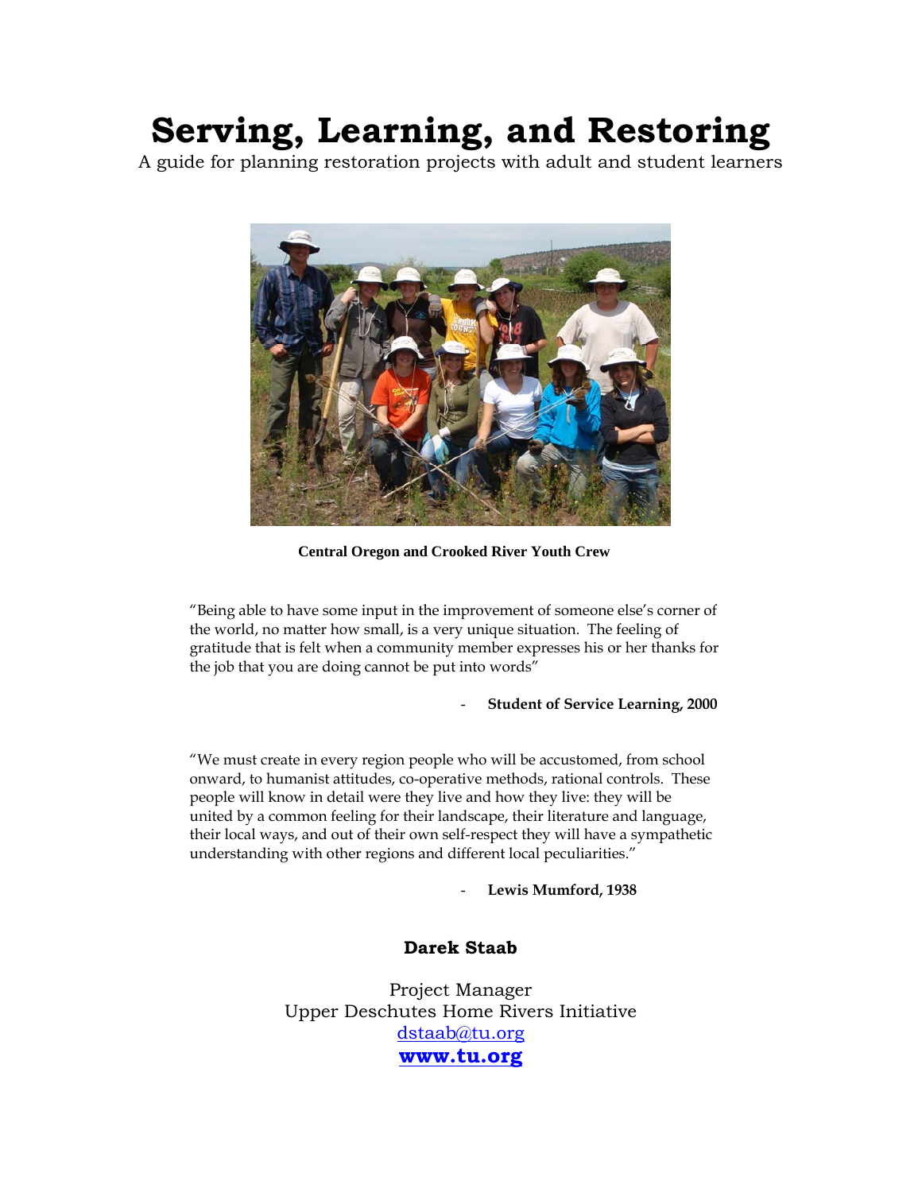# Serving, Learning, and Restoring

A guide for planning restoration projects with adult and student learners

**Central Oregon and Crooked River Youth Crew**

"Being able to have some input in the improvement of someone else's corner of the world, no matter how small, is a very unique situation. The feeling of gratitude that is felt when a community member expresses his or her thanks for the job that you are doing cannot be put into words"

- **Student of Service Learning, 2000**

"We must create in every region people who will be accustomed, from school onward, to humanist attitudes, co-operative methods, rational controls. These people will know in detail were they live and how they live: they will be united by a common feeling for their landscape, their literature and language, their local ways, and out of their own self-respect they will have a sympathetic understanding with other regions and different local peculiarities."

- **Lewis Mumford, 1938**

**Darek Staab**

Project Manager
Upper Deschutes Home Rivers Initiative
dstaab@tu.org
**www.tu.org**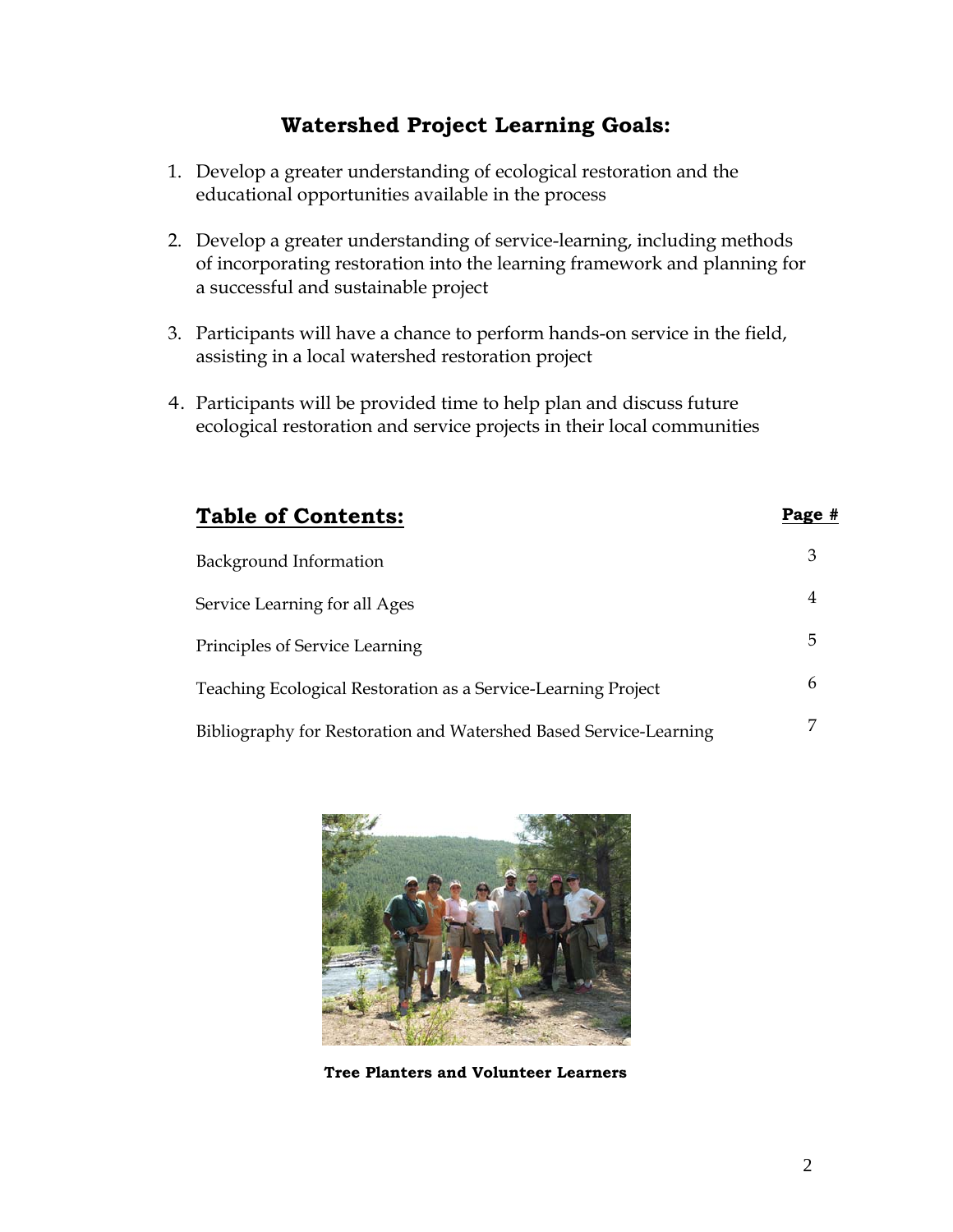## Watershed Project Learning Goals:

1. Develop a greater understanding of ecological restoration and the educational opportunities available in the process
2. Develop a greater understanding of service-learning, including methods of incorporating restoration into the learning framework and planning for a successful and sustainable project
3. Participants will have a chance to perform hands-on service in the field, assisting in a local watershed restoration project
4. Participants will be provided time to help plan and discuss future ecological restoration and service projects in their local communities

## Table of Contents:

| | Page # |
|---|---|
| Background Information | 3 |
| Service Learning for all Ages | 4 |
| Principles of Service Learning | 5 |
| Teaching Ecological Restoration as a Service-Learning Project | 6 |
| Bibliography for Restoration and Watershed Based Service-Learning | 7 |

**Tree Planters and Volunteer Learners**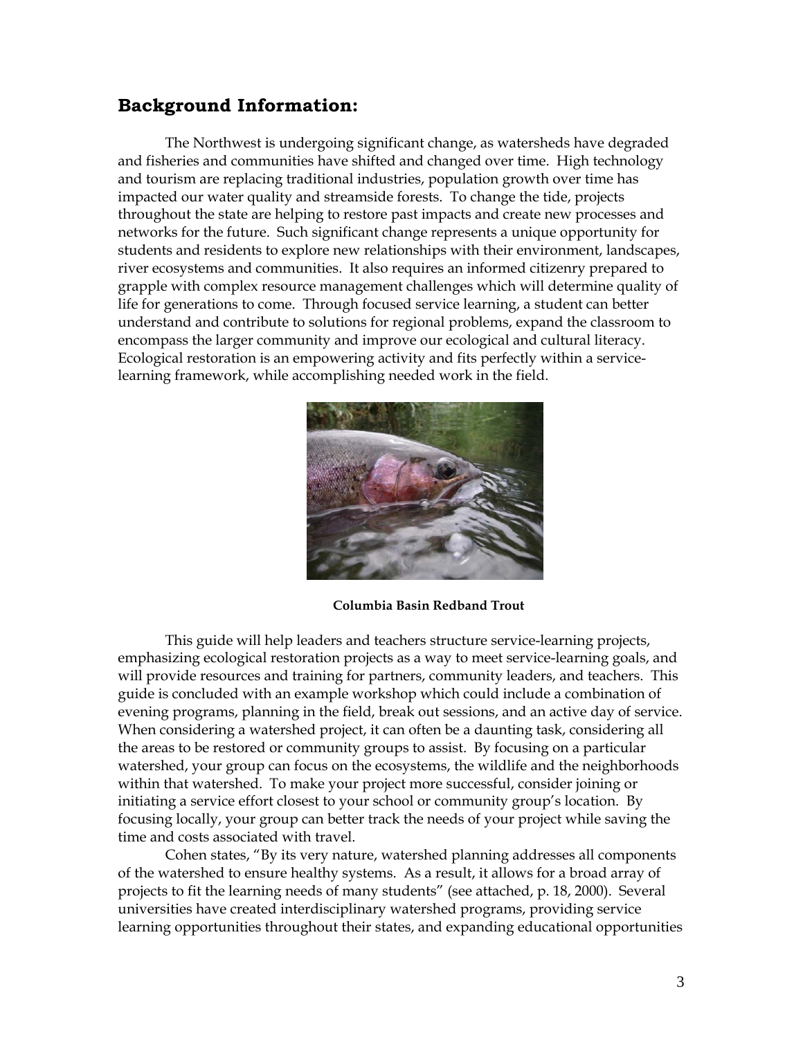## Background Information:

The Northwest is undergoing significant change, as watersheds have degraded and fisheries and communities have shifted and changed over time. High technology and tourism are replacing traditional industries, population growth over time has impacted our water quality and streamside forests. To change the tide, projects throughout the state are helping to restore past impacts and create new processes and networks for the future. Such significant change represents a unique opportunity for students and residents to explore new relationships with their environment, landscapes, river ecosystems and communities. It also requires an informed citizenry prepared to grapple with complex resource management challenges which will determine quality of life for generations to come. Through focused service learning, a student can better understand and contribute to solutions for regional problems, expand the classroom to encompass the larger community and improve our ecological and cultural literacy. Ecological restoration is an empowering activity and fits perfectly within a service-learning framework, while accomplishing needed work in the field.

**Columbia Basin Redband Trout**

This guide will help leaders and teachers structure service-learning projects, emphasizing ecological restoration projects as a way to meet service-learning goals, and will provide resources and training for partners, community leaders, and teachers. This guide is concluded with an example workshop which could include a combination of evening programs, planning in the field, break out sessions, and an active day of service. When considering a watershed project, it can often be a daunting task, considering all the areas to be restored or community groups to assist. By focusing on a particular watershed, your group can focus on the ecosystems, the wildlife and the neighborhoods within that watershed. To make your project more successful, consider joining or initiating a service effort closest to your school or community group's location. By focusing locally, your group can better track the needs of your project while saving the time and costs associated with travel.

Cohen states, "By its very nature, watershed planning addresses all components of the watershed to ensure healthy systems. As a result, it allows for a broad array of projects to fit the learning needs of many students" (see attached, p. 18, 2000). Several universities have created interdisciplinary watershed programs, providing service learning opportunities throughout their states, and expanding educational opportunities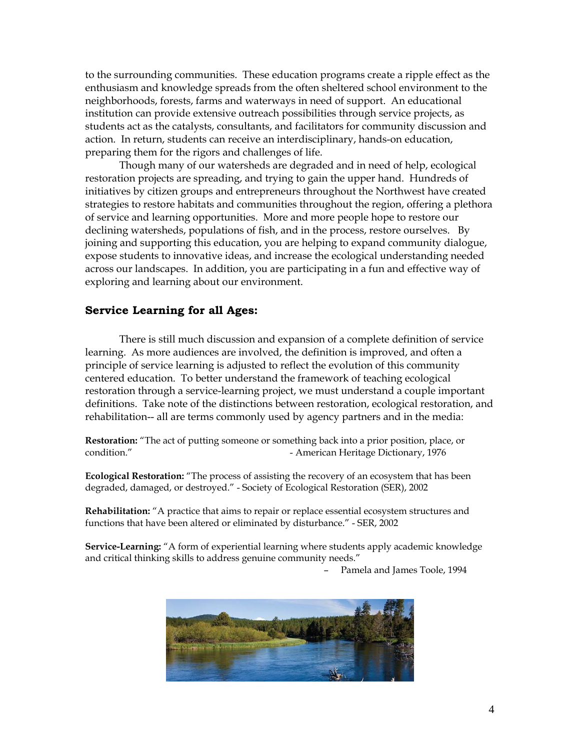to the surrounding communities. These education programs create a ripple effect as the enthusiasm and knowledge spreads from the often sheltered school environment to the neighborhoods, forests, farms and waterways in need of support. An educational institution can provide extensive outreach possibilities through service projects, as students act as the catalysts, consultants, and facilitators for community discussion and action. In return, students can receive an interdisciplinary, hands-on education, preparing them for the rigors and challenges of life.

Though many of our watersheds are degraded and in need of help, ecological restoration projects are spreading, and trying to gain the upper hand. Hundreds of initiatives by citizen groups and entrepreneurs throughout the Northwest have created strategies to restore habitats and communities throughout the region, offering a plethora of service and learning opportunities. More and more people hope to restore our declining watersheds, populations of fish, and in the process, restore ourselves. By joining and supporting this education, you are helping to expand community dialogue, expose students to innovative ideas, and increase the ecological understanding needed across our landscapes. In addition, you are participating in a fun and effective way of exploring and learning about our environment.

## Service Learning for all Ages:

There is still much discussion and expansion of a complete definition of service learning. As more audiences are involved, the definition is improved, and often a principle of service learning is adjusted to reflect the evolution of this community centered education. To better understand the framework of teaching ecological restoration through a service-learning project, we must understand a couple important definitions. Take note of the distinctions between restoration, ecological restoration, and rehabilitation-- all are terms commonly used by agency partners and in the media:

**Restoration:** "The act of putting someone or something back into a prior position, place, or condition." - American Heritage Dictionary, 1976

**Ecological Restoration:** "The process of assisting the recovery of an ecosystem that has been degraded, damaged, or destroyed." - Society of Ecological Restoration (SER), 2002

**Rehabilitation:** "A practice that aims to repair or replace essential ecosystem structures and functions that have been altered or eliminated by disturbance." - SER, 2002

**Service-Learning:** "A form of experiential learning where students apply academic knowledge and critical thinking skills to address genuine community needs."

– Pamela and James Toole, 1994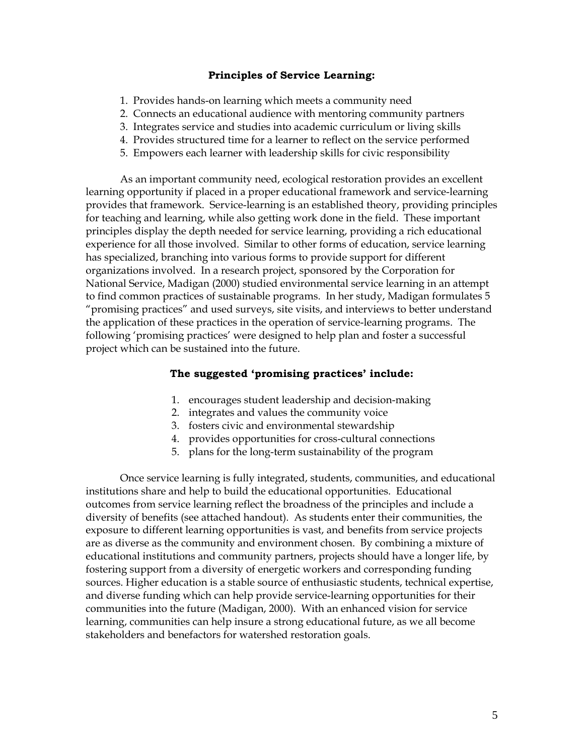**Principles of Service Learning:**

1. Provides hands-on learning which meets a community need
2. Connects an educational audience with mentoring community partners
3. Integrates service and studies into academic curriculum or living skills
4. Provides structured time for a learner to reflect on the service performed
5. Empowers each learner with leadership skills for civic responsibility

As an important community need, ecological restoration provides an excellent learning opportunity if placed in a proper educational framework and service-learning provides that framework. Service-learning is an established theory, providing principles for teaching and learning, while also getting work done in the field. These important principles display the depth needed for service learning, providing a rich educational experience for all those involved. Similar to other forms of education, service learning has specialized, branching into various forms to provide support for different organizations involved. In a research project, sponsored by the Corporation for National Service, Madigan (2000) studied environmental service learning in an attempt to find common practices of sustainable programs. In her study, Madigan formulates 5 "promising practices" and used surveys, site visits, and interviews to better understand the application of these practices in the operation of service-learning programs. The following 'promising practices' were designed to help plan and foster a successful project which can be sustained into the future.

**The suggested 'promising practices' include:**

1. encourages student leadership and decision-making
2. integrates and values the community voice
3. fosters civic and environmental stewardship
4. provides opportunities for cross-cultural connections
5. plans for the long-term sustainability of the program

Once service learning is fully integrated, students, communities, and educational institutions share and help to build the educational opportunities. Educational outcomes from service learning reflect the broadness of the principles and include a diversity of benefits (see attached handout). As students enter their communities, the exposure to different learning opportunities is vast, and benefits from service projects are as diverse as the community and environment chosen. By combining a mixture of educational institutions and community partners, projects should have a longer life, by fostering support from a diversity of energetic workers and corresponding funding sources. Higher education is a stable source of enthusiastic students, technical expertise, and diverse funding which can help provide service-learning opportunities for their communities into the future (Madigan, 2000). With an enhanced vision for service learning, communities can help insure a strong educational future, as we all become stakeholders and benefactors for watershed restoration goals.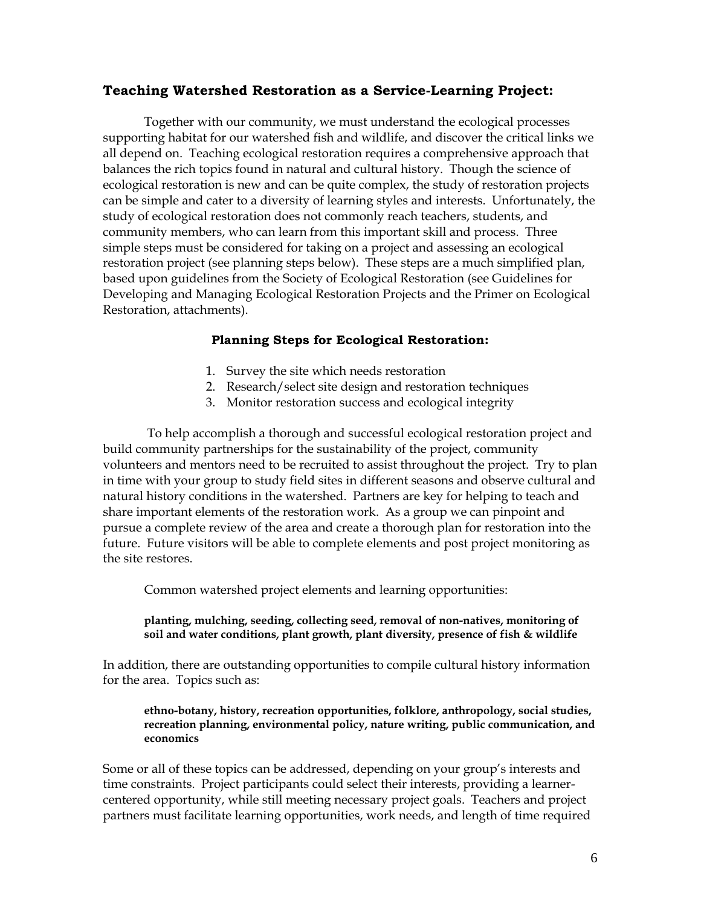### **Teaching Watershed Restoration as a Service-Learning Project:**

Together with our community, we must understand the ecological processes supporting habitat for our watershed fish and wildlife, and discover the critical links we all depend on. Teaching ecological restoration requires a comprehensive approach that balances the rich topics found in natural and cultural history. Though the science of ecological restoration is new and can be quite complex, the study of restoration projects can be simple and cater to a diversity of learning styles and interests. Unfortunately, the study of ecological restoration does not commonly reach teachers, students, and community members, who can learn from this important skill and process. Three simple steps must be considered for taking on a project and assessing an ecological restoration project (see planning steps below). These steps are a much simplified plan, based upon guidelines from the Society of Ecological Restoration (see Guidelines for Developing and Managing Ecological Restoration Projects and the Primer on Ecological Restoration, attachments).

#### **Planning Steps for Ecological Restoration:**

1. Survey the site which needs restoration
2. Research/select site design and restoration techniques
3. Monitor restoration success and ecological integrity

To help accomplish a thorough and successful ecological restoration project and build community partnerships for the sustainability of the project, community volunteers and mentors need to be recruited to assist throughout the project. Try to plan in time with your group to study field sites in different seasons and observe cultural and natural history conditions in the watershed. Partners are key for helping to teach and share important elements of the restoration work. As a group we can pinpoint and pursue a complete review of the area and create a thorough plan for restoration into the future. Future visitors will be able to complete elements and post project monitoring as the site restores.

Common watershed project elements and learning opportunities:

**planting, mulching, seeding, collecting seed, removal of non-natives, monitoring of soil and water conditions, plant growth, plant diversity, presence of fish & wildlife**

In addition, there are outstanding opportunities to compile cultural history information for the area. Topics such as:

**ethno-botany, history, recreation opportunities, folklore, anthropology, social studies, recreation planning, environmental policy, nature writing, public communication, and economics**

Some or all of these topics can be addressed, depending on your group's interests and time constraints. Project participants could select their interests, providing a learner-centered opportunity, while still meeting necessary project goals. Teachers and project partners must facilitate learning opportunities, work needs, and length of time required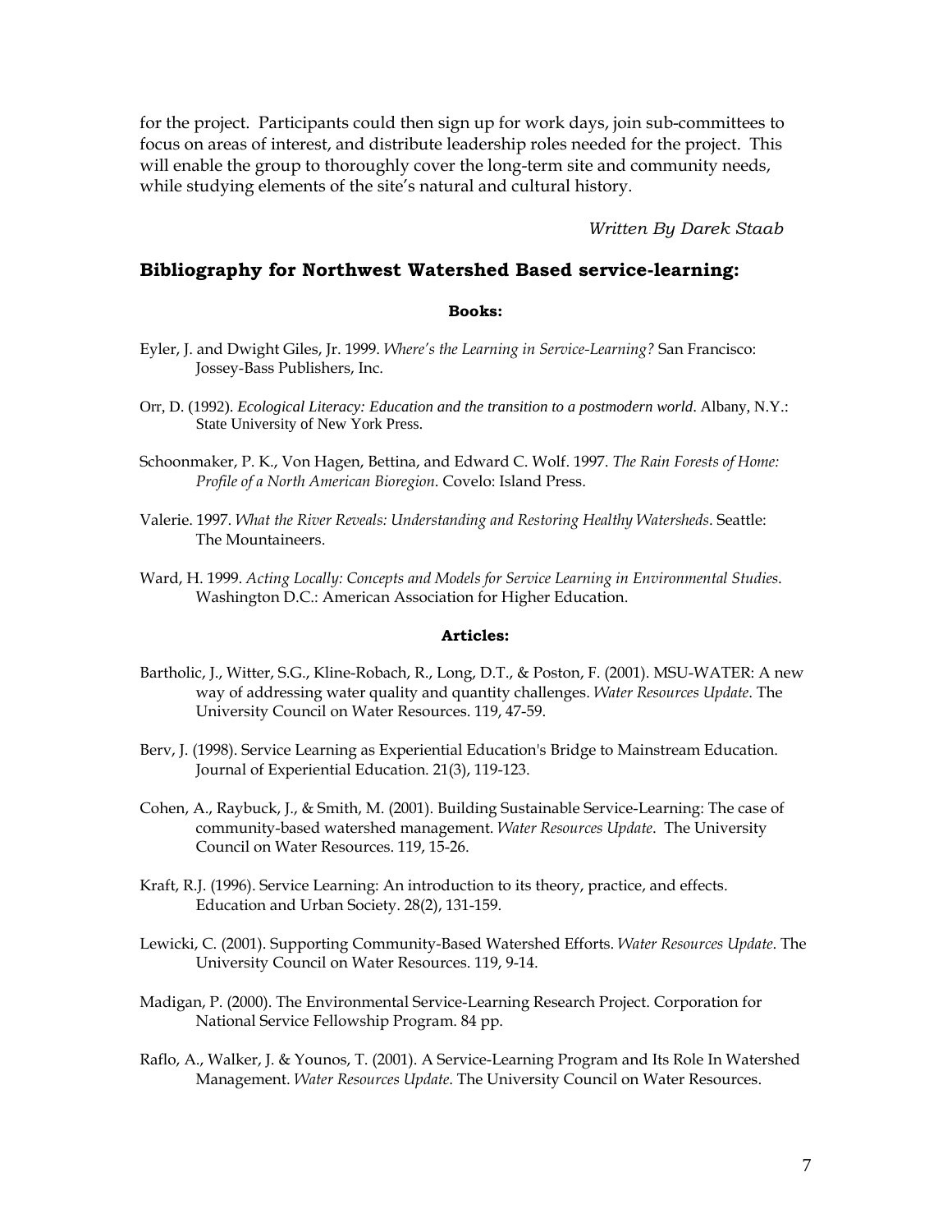for the project. Participants could then sign up for work days, join sub-committees to focus on areas of interest, and distribute leadership roles needed for the project. This will enable the group to thoroughly cover the long-term site and community needs, while studying elements of the site's natural and cultural history.

*Written By Darek Staab*

## Bibliography for Northwest Watershed Based service-learning:

**Books:**

Eyler, J. and Dwight Giles, Jr. 1999. *Where's the Learning in Service-Learning?* San Francisco: Jossey-Bass Publishers, Inc.

Orr, D. (1992). *Ecological Literacy: Education and the transition to a postmodern world*. Albany, N.Y.: State University of New York Press.

Schoonmaker, P. K., Von Hagen, Bettina, and Edward C. Wolf. 1997. *The Rain Forests of Home: Profile of a North American Bioregion*. Covelo: Island Press.

Valerie. 1997. *What the River Reveals: Understanding and Restoring Healthy Watersheds*. Seattle: The Mountaineers.

Ward, H. 1999. *Acting Locally: Concepts and Models for Service Learning in Environmental Studies*. Washington D.C.: American Association for Higher Education.

**Articles:**

Bartholic, J., Witter, S.G., Kline-Robach, R., Long, D.T., & Poston, F. (2001). MSU-WATER: A new way of addressing water quality and quantity challenges. *Water Resources Update*. The University Council on Water Resources. 119, 47-59.

Berv, J. (1998). Service Learning as Experiential Education's Bridge to Mainstream Education. Journal of Experiential Education. 21(3), 119-123.

Cohen, A., Raybuck, J., & Smith, M. (2001). Building Sustainable Service-Learning: The case of community-based watershed management. *Water Resources Update*. The University Council on Water Resources. 119, 15-26.

Kraft, R.J. (1996). Service Learning: An introduction to its theory, practice, and effects. Education and Urban Society. 28(2), 131-159.

Lewicki, C. (2001). Supporting Community-Based Watershed Efforts. *Water Resources Update*. The University Council on Water Resources. 119, 9-14.

Madigan, P. (2000). The Environmental Service-Learning Research Project. Corporation for National Service Fellowship Program. 84 pp.

Raflo, A., Walker, J. & Younos, T. (2001). A Service-Learning Program and Its Role In Watershed Management. *Water Resources Update*. The University Council on Water Resources.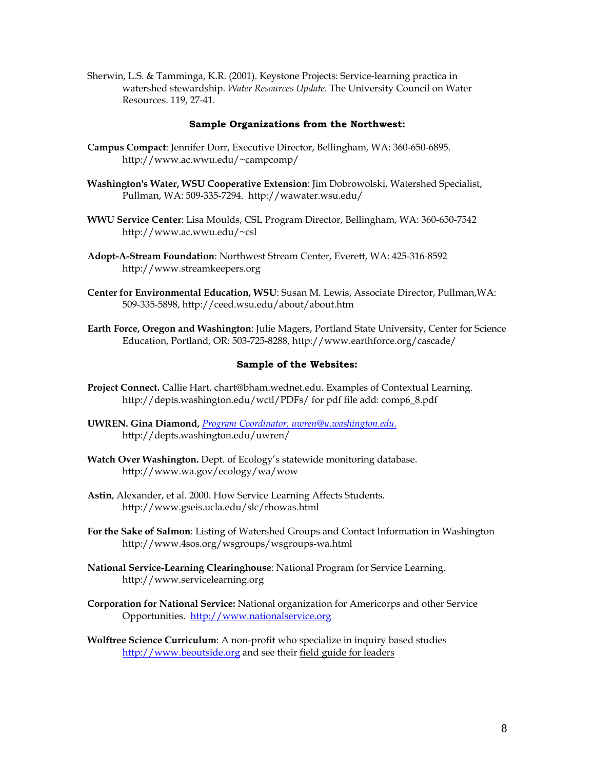Sherwin, L.S. & Tamminga, K.R. (2001). Keystone Projects: Service-learning practica in watershed stewardship. *Water Resources Update*. The University Council on Water Resources. 119, 27-41.

### Sample Organizations from the Northwest:

**Campus Compact**: Jennifer Dorr, Executive Director, Bellingham, WA: 360-650-6895. http://www.ac.wwu.edu/~campcomp/

**Washington's Water, WSU Cooperative Extension**: Jim Dobrowolski, Watershed Specialist, Pullman, WA: 509-335-7294. http://wawater.wsu.edu/

**WWU Service Center**: Lisa Moulds, CSL Program Director, Bellingham, WA: 360-650-7542 http://www.ac.wwu.edu/~csl

**Adopt-A-Stream Foundation**: Northwest Stream Center, Everett, WA: 425-316-8592 http://www.streamkeepers.org

**Center for Environmental Education, WSU**: Susan M. Lewis, Associate Director, Pullman,WA: 509-335-5898, http://ceed.wsu.edu/about/about.htm

**Earth Force, Oregon and Washington**: Julie Magers, Portland State University, Center for Science Education, Portland, OR: 503-725-8288, http://www.earthforce.org/cascade/

### Sample of the Websites:

**Project Connect.** Callie Hart, chart@bham.wednet.edu. Examples of Contextual Learning. http://depts.washington.edu/wctl/PDFs/ for pdf file add: comp6_8.pdf

**UWREN. Gina Diamond,** *Program Coordinator, uwren@u.washington.edu.* http://depts.washington.edu/uwren/

**Watch Over Washington.** Dept. of Ecology's statewide monitoring database. http://www.wa.gov/ecology/wa/wow

**Astin**, Alexander, et al. 2000. How Service Learning Affects Students. http://www.gseis.ucla.edu/slc/rhowas.html

**For the Sake of Salmon**: Listing of Watershed Groups and Contact Information in Washington http://www.4sos.org/wsgroups/wsgroups-wa.html

**National Service-Learning Clearinghouse**: National Program for Service Learning. http://www.servicelearning.org

**Corporation for National Service:** National organization for Americorps and other Service Opportunities. http://www.nationalservice.org

**Wolftree Science Curriculum**: A non-profit who specialize in inquiry based studies http://www.beoutside.org and see their field guide for leaders